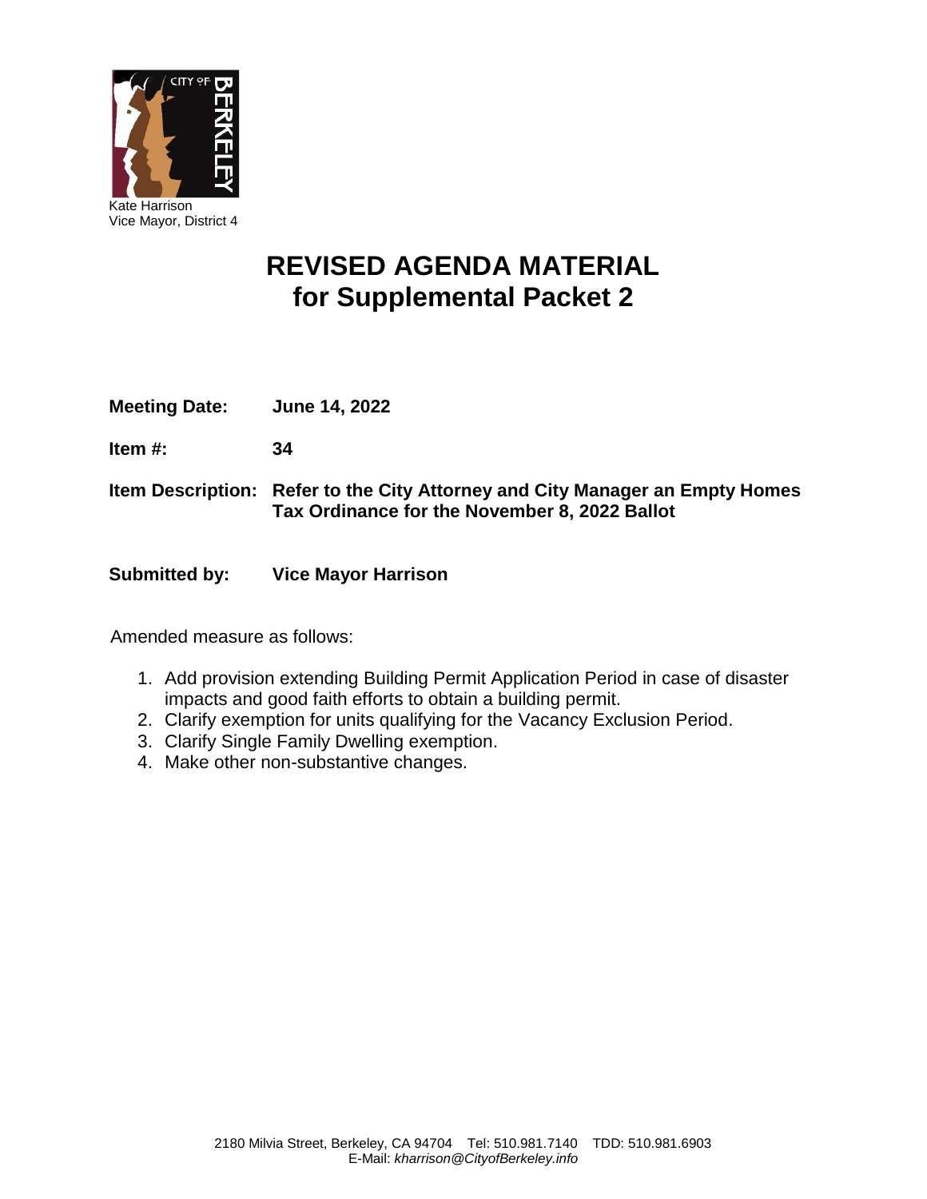Kate Harrison
Vice Mayor, District 4

# REVISED AGENDA MATERIAL for Supplemental Packet 2

**Meeting Date:** **June 14, 2022**

**Item #:** **34**

**Item Description:** **Refer to the City Attorney and City Manager an Empty Homes Tax Ordinance for the November 8, 2022 Ballot**

**Submitted by:** **Vice Mayor Harrison**

Amended measure as follows:

1. Add provision extending Building Permit Application Period in case of disaster impacts and good faith efforts to obtain a building permit.
2. Clarify exemption for units qualifying for the Vacancy Exclusion Period.
3. Clarify Single Family Dwelling exemption.
4. Make other non-substantive changes.

2180 Milvia Street, Berkeley, CA 94704 Tel: 510.981.7140 TDD: 510.981.6903
E-Mail: *kharrison@CityofBerkeley.info*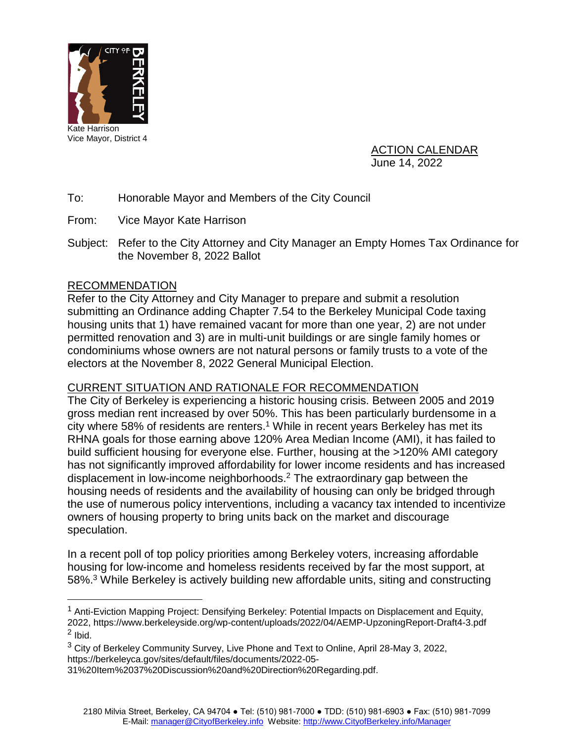Kate Harrison
Vice Mayor, District 4

ACTION CALENDAR
June 14, 2022

To: Honorable Mayor and Members of the City Council

From: Vice Mayor Kate Harrison

Subject: Refer to the City Attorney and City Manager an Empty Homes Tax Ordinance for the November 8, 2022 Ballot

## RECOMMENDATION

Refer to the City Attorney and City Manager to prepare and submit a resolution submitting an Ordinance adding Chapter 7.54 to the Berkeley Municipal Code taxing housing units that 1) have remained vacant for more than one year, 2) are not under permitted renovation and 3) are in multi-unit buildings or are single family homes or condominiums whose owners are not natural persons or family trusts to a vote of the electors at the November 8, 2022 General Municipal Election.

## CURRENT SITUATION AND RATIONALE FOR RECOMMENDATION

The City of Berkeley is experiencing a historic housing crisis. Between 2005 and 2019 gross median rent increased by over 50%. This has been particularly burdensome in a city where 58% of residents are renters.[1] While in recent years Berkeley has met its RHNA goals for those earning above 120% Area Median Income (AMI), it has failed to build sufficient housing for everyone else. Further, housing at the >120% AMI category has not significantly improved affordability for lower income residents and has increased displacement in low-income neighborhoods.[2] The extraordinary gap between the housing needs of residents and the availability of housing can only be bridged through the use of numerous policy interventions, including a vacancy tax intended to incentivize owners of housing property to bring units back on the market and discourage speculation.

In a recent poll of top policy priorities among Berkeley voters, increasing affordable housing for low-income and homeless residents received by far the most support, at 58%.[3] While Berkeley is actively building new affordable units, siting and constructing

[1] Anti-Eviction Mapping Project: Densifying Berkeley: Potential Impacts on Displacement and Equity, 2022, https://www.berkeleyside.org/wp-content/uploads/2022/04/AEMP-UpzoningReport-Draft4-3.pdf

[2] Ibid.

[3] City of Berkeley Community Survey, Live Phone and Text to Online, April 28-May 3, 2022, https://berkeleyca.gov/sites/default/files/documents/2022-05-31%20Item%2037%20Discussion%20and%20Direction%20Regarding.pdf.

2180 Milvia Street, Berkeley, CA 94704 ● Tel: (510) 981-7000 ● TDD: (510) 981-6903 ● Fax: (510) 981-7099
E-Mail: manager@CityofBerkeley.info Website: http://www.CityofBerkeley.info/Manager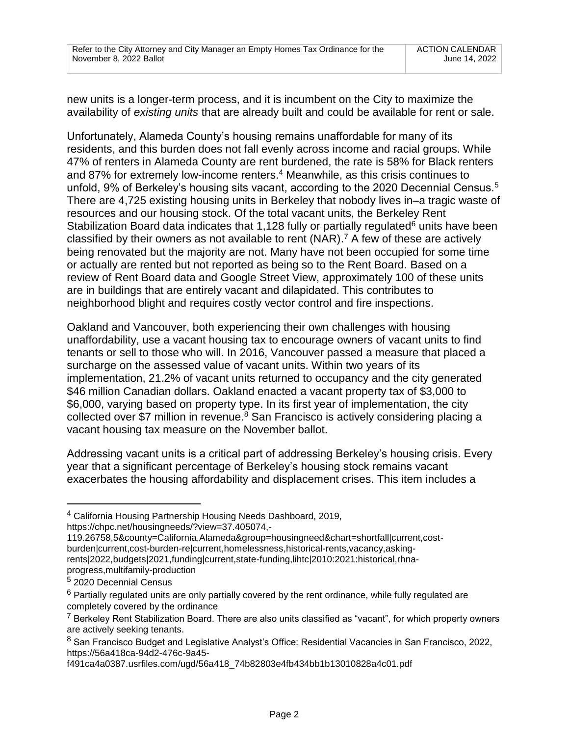new units is a longer-term process, and it is incumbent on the City to maximize the availability of *existing units* that are already built and could be available for rent or sale.

Unfortunately, Alameda County's housing remains unaffordable for many of its residents, and this burden does not fall evenly across income and racial groups. While 47% of renters in Alameda County are rent burdened, the rate is 58% for Black renters and 87% for extremely low-income renters.[4] Meanwhile, as this crisis continues to unfold, 9% of Berkeley's housing sits vacant, according to the 2020 Decennial Census.[5] There are 4,725 existing housing units in Berkeley that nobody lives in–a tragic waste of resources and our housing stock. Of the total vacant units, the Berkeley Rent Stabilization Board data indicates that 1,128 fully or partially regulated[6] units have been classified by their owners as not available to rent (NAR).[7] A few of these are actively being renovated but the majority are not. Many have not been occupied for some time or actually are rented but not reported as being so to the Rent Board. Based on a review of Rent Board data and Google Street View, approximately 100 of these units are in buildings that are entirely vacant and dilapidated. This contributes to neighborhood blight and requires costly vector control and fire inspections.

Oakland and Vancouver, both experiencing their own challenges with housing unaffordability, use a vacant housing tax to encourage owners of vacant units to find tenants or sell to those who will. In 2016, Vancouver passed a measure that placed a surcharge on the assessed value of vacant units. Within two years of its implementation, 21.2% of vacant units returned to occupancy and the city generated $46 million Canadian dollars. Oakland enacted a vacant property tax of $3,000 to $6,000, varying based on property type. In its first year of implementation, the city collected over $7 million in revenue.[8] San Francisco is actively considering placing a vacant housing tax measure on the November ballot.

Addressing vacant units is a critical part of addressing Berkeley's housing crisis. Every year that a significant percentage of Berkeley's housing stock remains vacant exacerbates the housing affordability and displacement crises. This item includes a

---

[4] California Housing Partnership Housing Needs Dashboard, 2019, https://chpc.net/housingneeds/?view=37.405074,-119.26758,5&county=California,Alameda&group=housingneed&chart=shortfall|current,cost-burden|current,cost-burden-re|current,homelessness,historical-rents,vacancy,asking-rents|2022,budgets|2021,funding|current,state-funding,lihtc|2010:2021:historical,rhna-progress,multifamily-production

[5] 2020 Decennial Census

[6] Partially regulated units are only partially covered by the rent ordinance, while fully regulated are completely covered by the ordinance

[7] Berkeley Rent Stabilization Board. There are also units classified as "vacant", for which property owners are actively seeking tenants.

[8] San Francisco Budget and Legislative Analyst's Office: Residential Vacancies in San Francisco, 2022, https://56a418ca-94d2-476c-9a45-f491ca4a0387.usrfiles.com/ugd/56a418_74b82803e4fb434bb1b13010828a4c01.pdf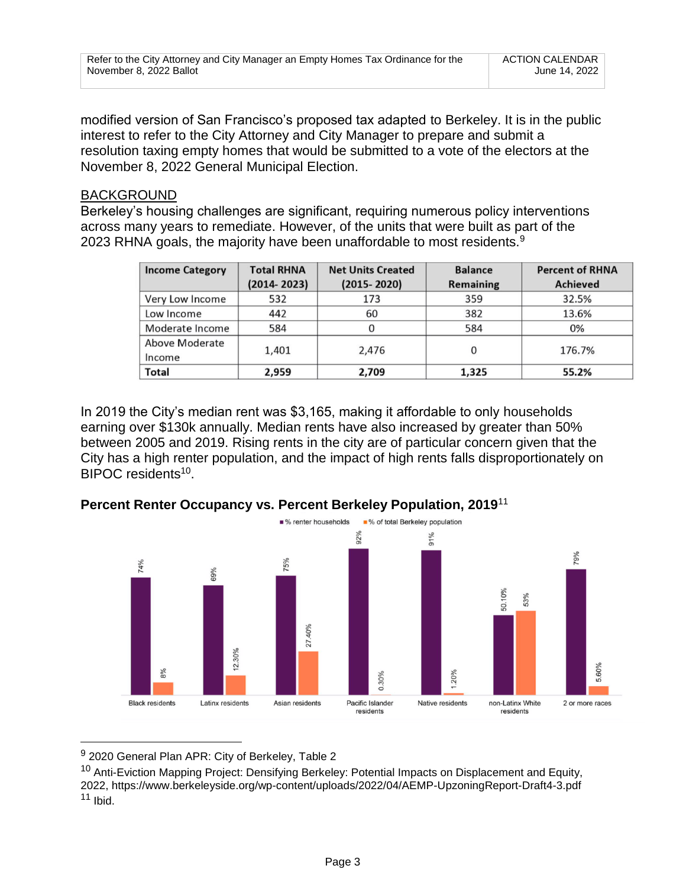modified version of San Francisco's proposed tax adapted to Berkeley. It is in the public interest to refer to the City Attorney and City Manager to prepare and submit a resolution taxing empty homes that would be submitted to a vote of the electors at the November 8, 2022 General Municipal Election.

## BACKGROUND

Berkeley's housing challenges are significant, requiring numerous policy interventions across many years to remediate. However, of the units that were built as part of the 2023 RHNA goals, the majority have been unaffordable to most residents.[9]

| Income Category | Total RHNA (2014- 2023) | Net Units Created (2015- 2020) | Balance Remaining | Percent of RHNA Achieved |
|---|---|---|---|---|
| Very Low Income | 532 | 173 | 359 | 32.5% |
| Low Income | 442 | 60 | 382 | 13.6% |
| Moderate Income | 584 | 0 | 584 | 0% |
| Above Moderate Income | 1,401 | 2,476 | 0 | 176.7% |
| **Total** | **2,959** | **2,709** | **1,325** | **55.2%** |

In 2019 the City's median rent was $3,165, making it affordable to only households earning over $130k annually. Median rents have also increased by greater than 50% between 2005 and 2019. Rising rents in the city are of particular concern given that the City has a high renter population, and the impact of high rents falls disproportionately on BIPOC residents[10].

**Percent Renter Occupancy vs. Percent Berkeley Population, 2019**[11]

% renter households
% of total Berkeley population

Black residents: 74%, 8%
Latinx residents: 69%, 12.30%
Asian residents: 75%, 27.40%
Pacific Islander residents: 92%, 0.30%
Native residents: 91%, 1.20%
non-Latinx White residents: 50.10%, 53%
2 or more races: 79%, 5.60%

---

[9] 2020 General Plan APR: City of Berkeley, Table 2

[10] Anti-Eviction Mapping Project: Densifying Berkeley: Potential Impacts on Displacement and Equity, 2022, https://www.berkeleyside.org/wp-content/uploads/2022/04/AEMP-UpzoningReport-Draft4-3.pdf

[11] Ibid.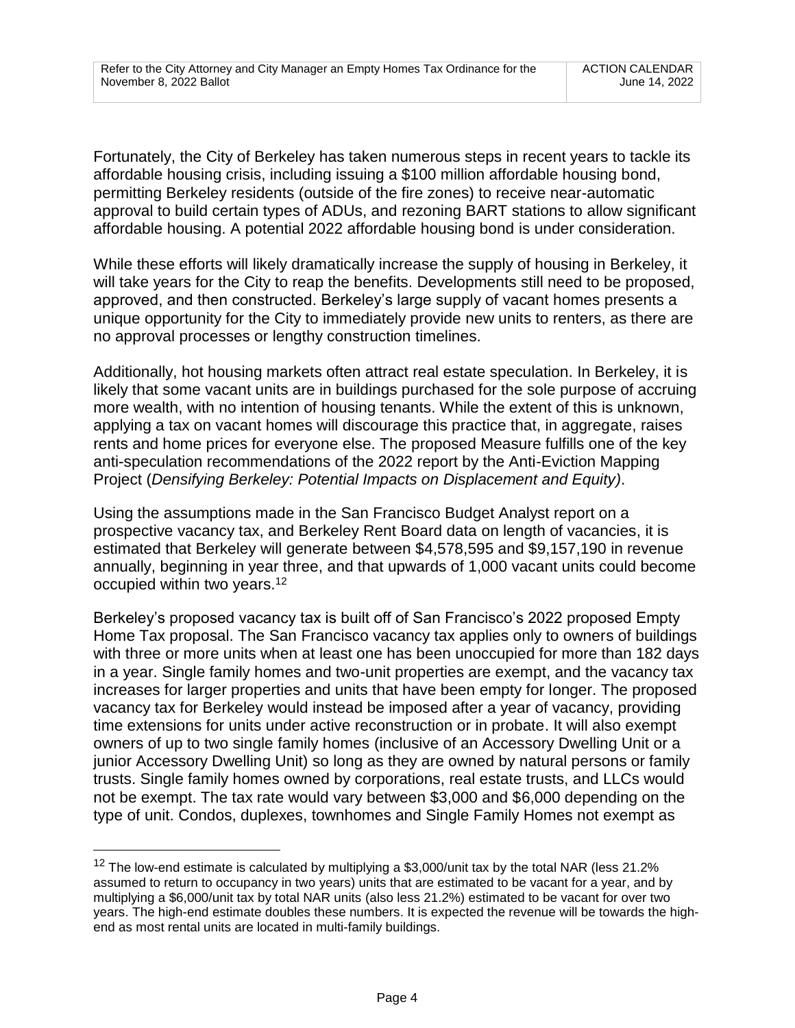Fortunately, the City of Berkeley has taken numerous steps in recent years to tackle its affordable housing crisis, including issuing a $100 million affordable housing bond, permitting Berkeley residents (outside of the fire zones) to receive near-automatic approval to build certain types of ADUs, and rezoning BART stations to allow significant affordable housing. A potential 2022 affordable housing bond is under consideration.

While these efforts will likely dramatically increase the supply of housing in Berkeley, it will take years for the City to reap the benefits. Developments still need to be proposed, approved, and then constructed. Berkeley's large supply of vacant homes presents a unique opportunity for the City to immediately provide new units to renters, as there are no approval processes or lengthy construction timelines.

Additionally, hot housing markets often attract real estate speculation. In Berkeley, it is likely that some vacant units are in buildings purchased for the sole purpose of accruing more wealth, with no intention of housing tenants. While the extent of this is unknown, applying a tax on vacant homes will discourage this practice that, in aggregate, raises rents and home prices for everyone else. The proposed Measure fulfills one of the key anti-speculation recommendations of the 2022 report by the Anti-Eviction Mapping Project (*Densifying Berkeley: Potential Impacts on Displacement and Equity)*.

Using the assumptions made in the San Francisco Budget Analyst report on a prospective vacancy tax, and Berkeley Rent Board data on length of vacancies, it is estimated that Berkeley will generate between $4,578,595 and $9,157,190 in revenue annually, beginning in year three, and that upwards of 1,000 vacant units could become occupied within two years.[12]

Berkeley's proposed vacancy tax is built off of San Francisco's 2022 proposed Empty Home Tax proposal. The San Francisco vacancy tax applies only to owners of buildings with three or more units when at least one has been unoccupied for more than 182 days in a year. Single family homes and two-unit properties are exempt, and the vacancy tax increases for larger properties and units that have been empty for longer. The proposed vacancy tax for Berkeley would instead be imposed after a year of vacancy, providing time extensions for units under active reconstruction or in probate. It will also exempt owners of up to two single family homes (inclusive of an Accessory Dwelling Unit or a junior Accessory Dwelling Unit) so long as they are owned by natural persons or family trusts. Single family homes owned by corporations, real estate trusts, and LLCs would not be exempt. The tax rate would vary between $3,000 and $6,000 depending on the type of unit. Condos, duplexes, townhomes and Single Family Homes not exempt as

[12] The low-end estimate is calculated by multiplying a $3,000/unit tax by the total NAR (less 21.2% assumed to return to occupancy in two years) units that are estimated to be vacant for a year, and by multiplying a $6,000/unit tax by total NAR units (also less 21.2%) estimated to be vacant for over two years. The high-end estimate doubles these numbers. It is expected the revenue will be towards the high-end as most rental units are located in multi-family buildings.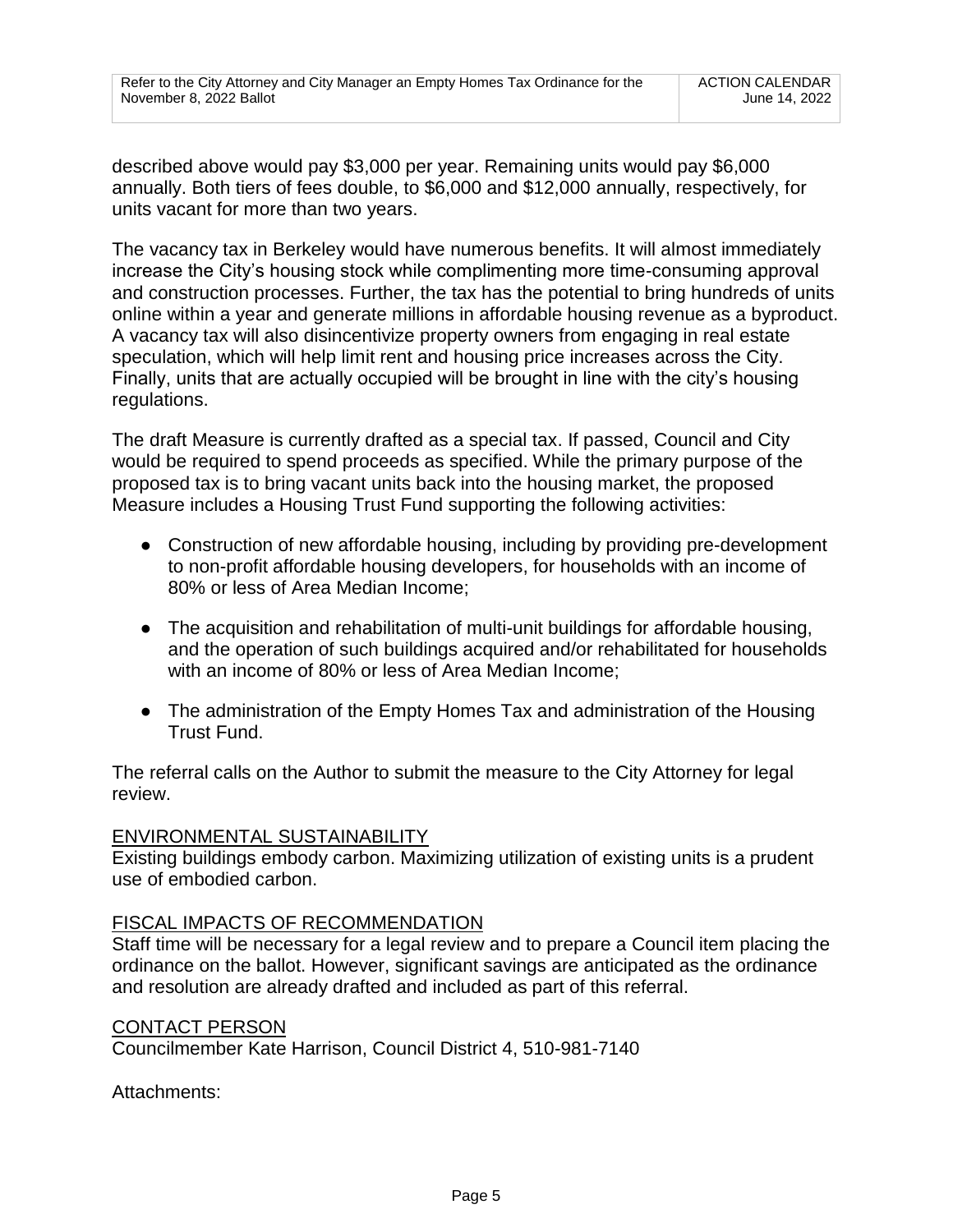described above would pay $3,000 per year. Remaining units would pay $6,000 annually. Both tiers of fees double, to $6,000 and $12,000 annually, respectively, for units vacant for more than two years.

The vacancy tax in Berkeley would have numerous benefits. It will almost immediately increase the City's housing stock while complimenting more time-consuming approval and construction processes. Further, the tax has the potential to bring hundreds of units online within a year and generate millions in affordable housing revenue as a byproduct. A vacancy tax will also disincentivize property owners from engaging in real estate speculation, which will help limit rent and housing price increases across the City. Finally, units that are actually occupied will be brought in line with the city's housing regulations.

The draft Measure is currently drafted as a special tax. If passed, Council and City would be required to spend proceeds as specified. While the primary purpose of the proposed tax is to bring vacant units back into the housing market, the proposed Measure includes a Housing Trust Fund supporting the following activities:

- Construction of new affordable housing, including by providing pre-development to non-profit affordable housing developers, for households with an income of 80% or less of Area Median Income;
- The acquisition and rehabilitation of multi-unit buildings for affordable housing, and the operation of such buildings acquired and/or rehabilitated for households with an income of 80% or less of Area Median Income;
- The administration of the Empty Homes Tax and administration of the Housing Trust Fund.

The referral calls on the Author to submit the measure to the City Attorney for legal review.

## ENVIRONMENTAL SUSTAINABILITY

Existing buildings embody carbon. Maximizing utilization of existing units is a prudent use of embodied carbon.

## FISCAL IMPACTS OF RECOMMENDATION

Staff time will be necessary for a legal review and to prepare a Council item placing the ordinance on the ballot. However, significant savings are anticipated as the ordinance and resolution are already drafted and included as part of this referral.

## CONTACT PERSON

Councilmember Kate Harrison, Council District 4, 510-981-7140

Attachments: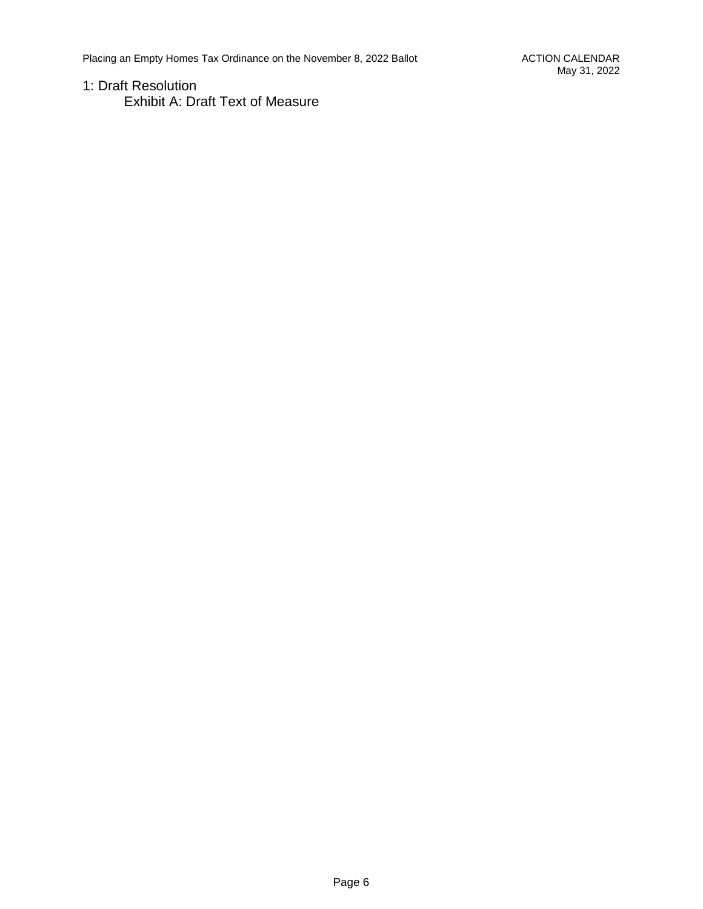1: Draft Resolution

Exhibit A: Draft Text of Measure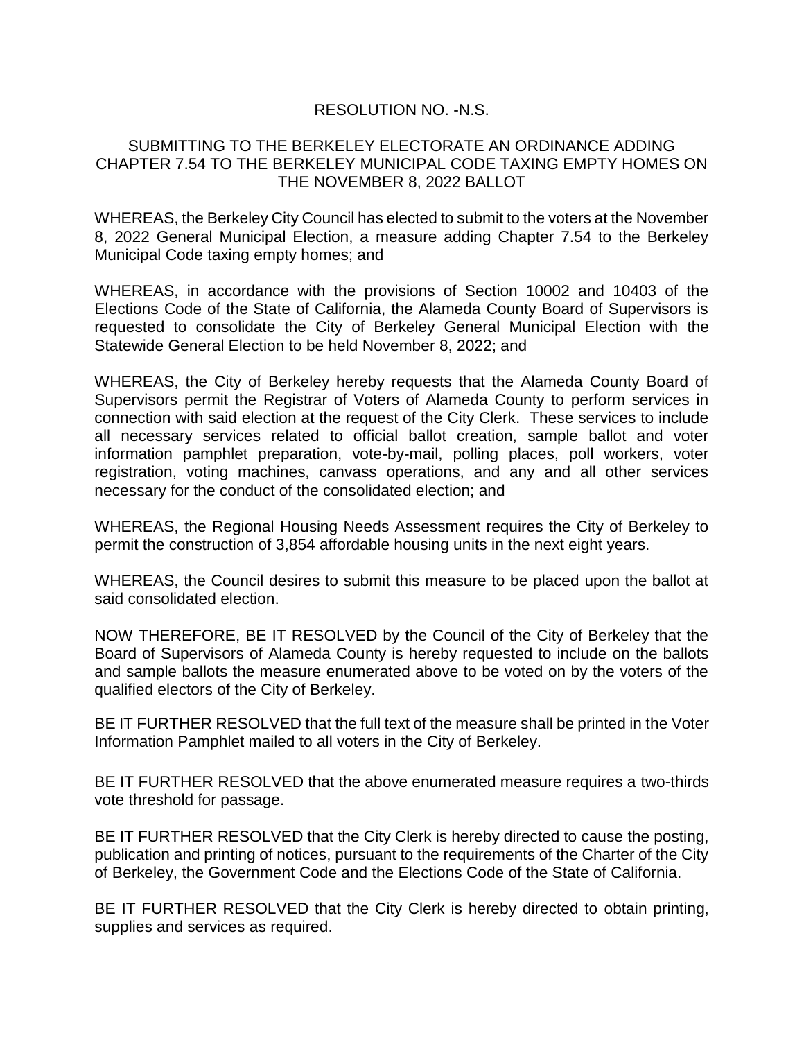RESOLUTION NO. -N.S.

SUBMITTING TO THE BERKELEY ELECTORATE AN ORDINANCE ADDING CHAPTER 7.54 TO THE BERKELEY MUNICIPAL CODE TAXING EMPTY HOMES ON THE NOVEMBER 8, 2022 BALLOT

WHEREAS, the Berkeley City Council has elected to submit to the voters at the November 8, 2022 General Municipal Election, a measure adding Chapter 7.54 to the Berkeley Municipal Code taxing empty homes; and

WHEREAS, in accordance with the provisions of Section 10002 and 10403 of the Elections Code of the State of California, the Alameda County Board of Supervisors is requested to consolidate the City of Berkeley General Municipal Election with the Statewide General Election to be held November 8, 2022; and

WHEREAS, the City of Berkeley hereby requests that the Alameda County Board of Supervisors permit the Registrar of Voters of Alameda County to perform services in connection with said election at the request of the City Clerk. These services to include all necessary services related to official ballot creation, sample ballot and voter information pamphlet preparation, vote-by-mail, polling places, poll workers, voter registration, voting machines, canvass operations, and any and all other services necessary for the conduct of the consolidated election; and

WHEREAS, the Regional Housing Needs Assessment requires the City of Berkeley to permit the construction of 3,854 affordable housing units in the next eight years.

WHEREAS, the Council desires to submit this measure to be placed upon the ballot at said consolidated election.

NOW THEREFORE, BE IT RESOLVED by the Council of the City of Berkeley that the Board of Supervisors of Alameda County is hereby requested to include on the ballots and sample ballots the measure enumerated above to be voted on by the voters of the qualified electors of the City of Berkeley.

BE IT FURTHER RESOLVED that the full text of the measure shall be printed in the Voter Information Pamphlet mailed to all voters in the City of Berkeley.

BE IT FURTHER RESOLVED that the above enumerated measure requires a two-thirds vote threshold for passage.

BE IT FURTHER RESOLVED that the City Clerk is hereby directed to cause the posting, publication and printing of notices, pursuant to the requirements of the Charter of the City of Berkeley, the Government Code and the Elections Code of the State of California.

BE IT FURTHER RESOLVED that the City Clerk is hereby directed to obtain printing, supplies and services as required.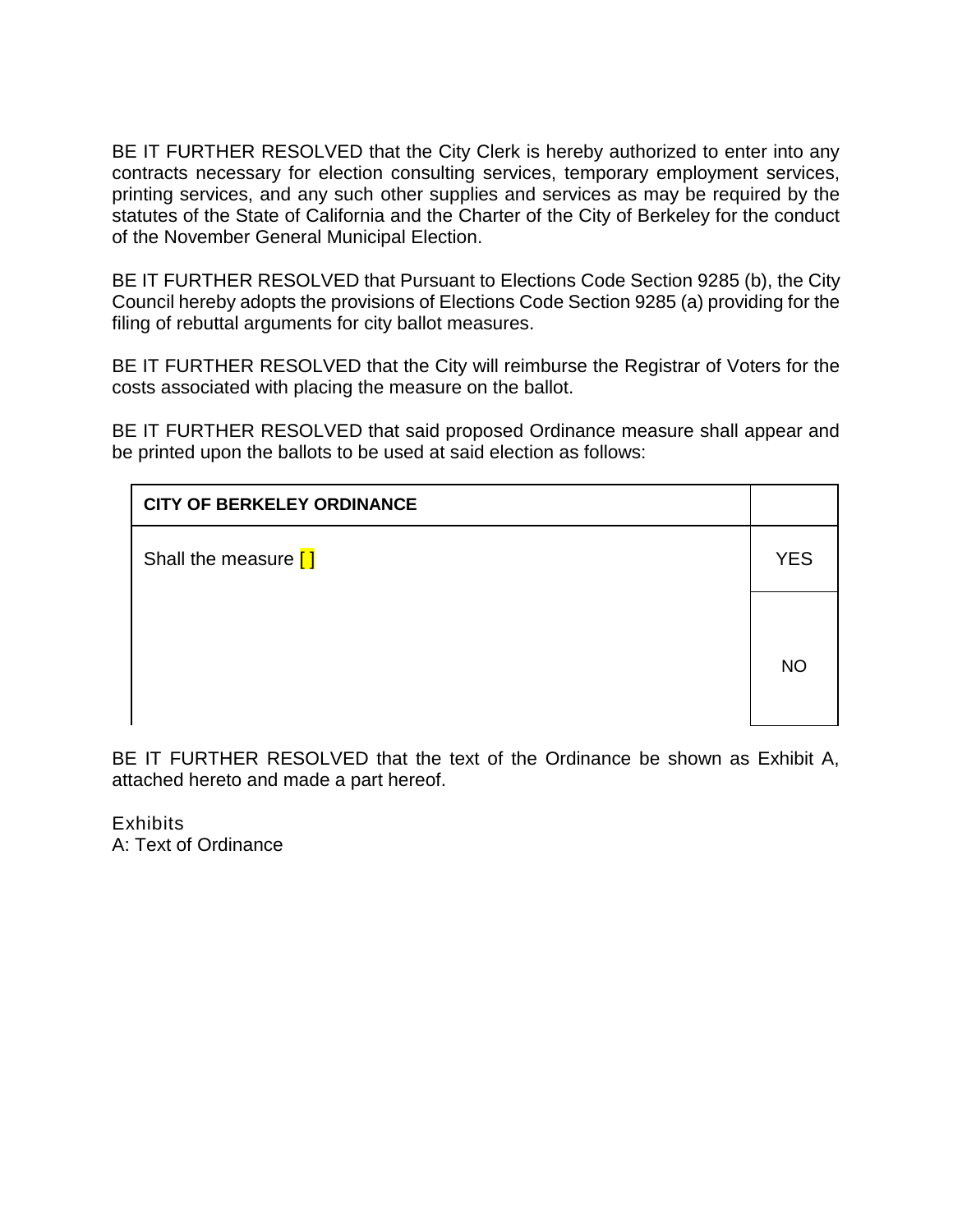BE IT FURTHER RESOLVED that the City Clerk is hereby authorized to enter into any contracts necessary for election consulting services, temporary employment services, printing services, and any such other supplies and services as may be required by the statutes of the State of California and the Charter of the City of Berkeley for the conduct of the November General Municipal Election.

BE IT FURTHER RESOLVED that Pursuant to Elections Code Section 9285 (b), the City Council hereby adopts the provisions of Elections Code Section 9285 (a) providing for the filing of rebuttal arguments for city ballot measures.

BE IT FURTHER RESOLVED that the City will reimburse the Registrar of Voters for the costs associated with placing the measure on the ballot.

BE IT FURTHER RESOLVED that said proposed Ordinance measure shall appear and be printed upon the ballots to be used at said election as follows:

| **CITY OF BERKELEY ORDINANCE** | |
|---|---|
| Shall the measure [ ] | YES |
| | NO |

BE IT FURTHER RESOLVED that the text of the Ordinance be shown as Exhibit A, attached hereto and made a part hereof.

Exhibits
A: Text of Ordinance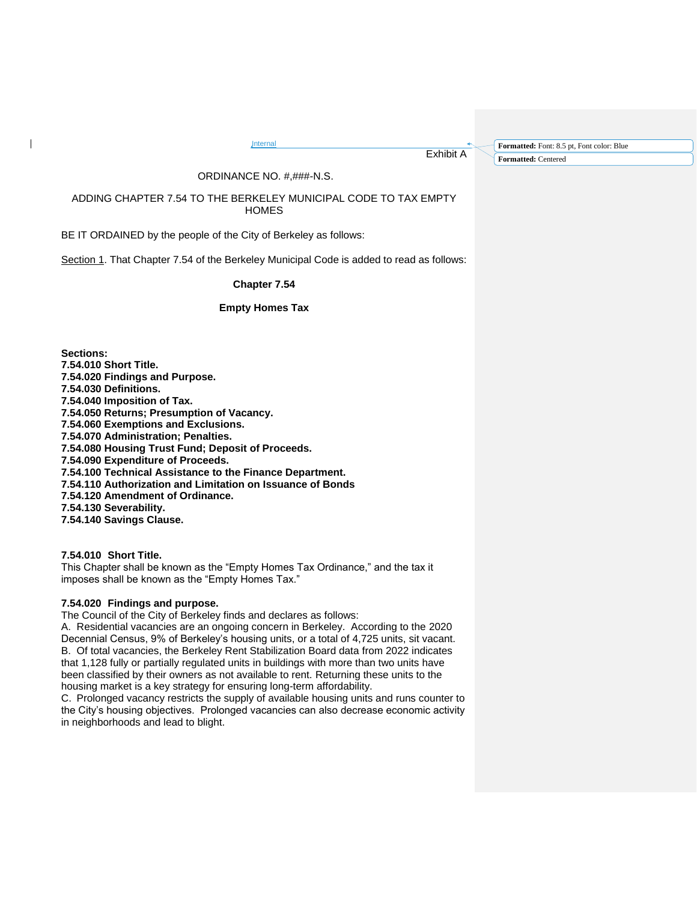Exhibit A

ORDINANCE NO. #,###-N.S.

ADDING CHAPTER 7.54 TO THE BERKELEY MUNICIPAL CODE TO TAX EMPTY HOMES

BE IT ORDAINED by the people of the City of Berkeley as follows:

Section 1. That Chapter 7.54 of the Berkeley Municipal Code is added to read as follows:

# Chapter 7.54

## Empty Homes Tax

**Sections:**
**7.54.010 Short Title.**
**7.54.020 Findings and Purpose.**
**7.54.030 Definitions.**
**7.54.040 Imposition of Tax.**
**7.54.050 Returns; Presumption of Vacancy.**
**7.54.060 Exemptions and Exclusions.**
**7.54.070 Administration; Penalties.**
**7.54.080 Housing Trust Fund; Deposit of Proceeds.**
**7.54.090 Expenditure of Proceeds.**
**7.54.100 Technical Assistance to the Finance Department.**
**7.54.110 Authorization and Limitation on Issuance of Bonds**
**7.54.120 Amendment of Ordinance.**
**7.54.130 Severability.**
**7.54.140 Savings Clause.**

**7.54.010 Short Title.**
This Chapter shall be known as the "Empty Homes Tax Ordinance," and the tax it imposes shall be known as the "Empty Homes Tax."

**7.54.020 Findings and purpose.**
The Council of the City of Berkeley finds and declares as follows:
A. Residential vacancies are an ongoing concern in Berkeley. According to the 2020 Decennial Census, 9% of Berkeley's housing units, or a total of 4,725 units, sit vacant.
B. Of total vacancies, the Berkeley Rent Stabilization Board data from 2022 indicates that 1,128 fully or partially regulated units in buildings with more than two units have been classified by their owners as not available to rent. Returning these units to the housing market is a key strategy for ensuring long-term affordability.
C. Prolonged vacancy restricts the supply of available housing units and runs counter to the City's housing objectives. Prolonged vacancies can also decrease economic activity in neighborhoods and lead to blight.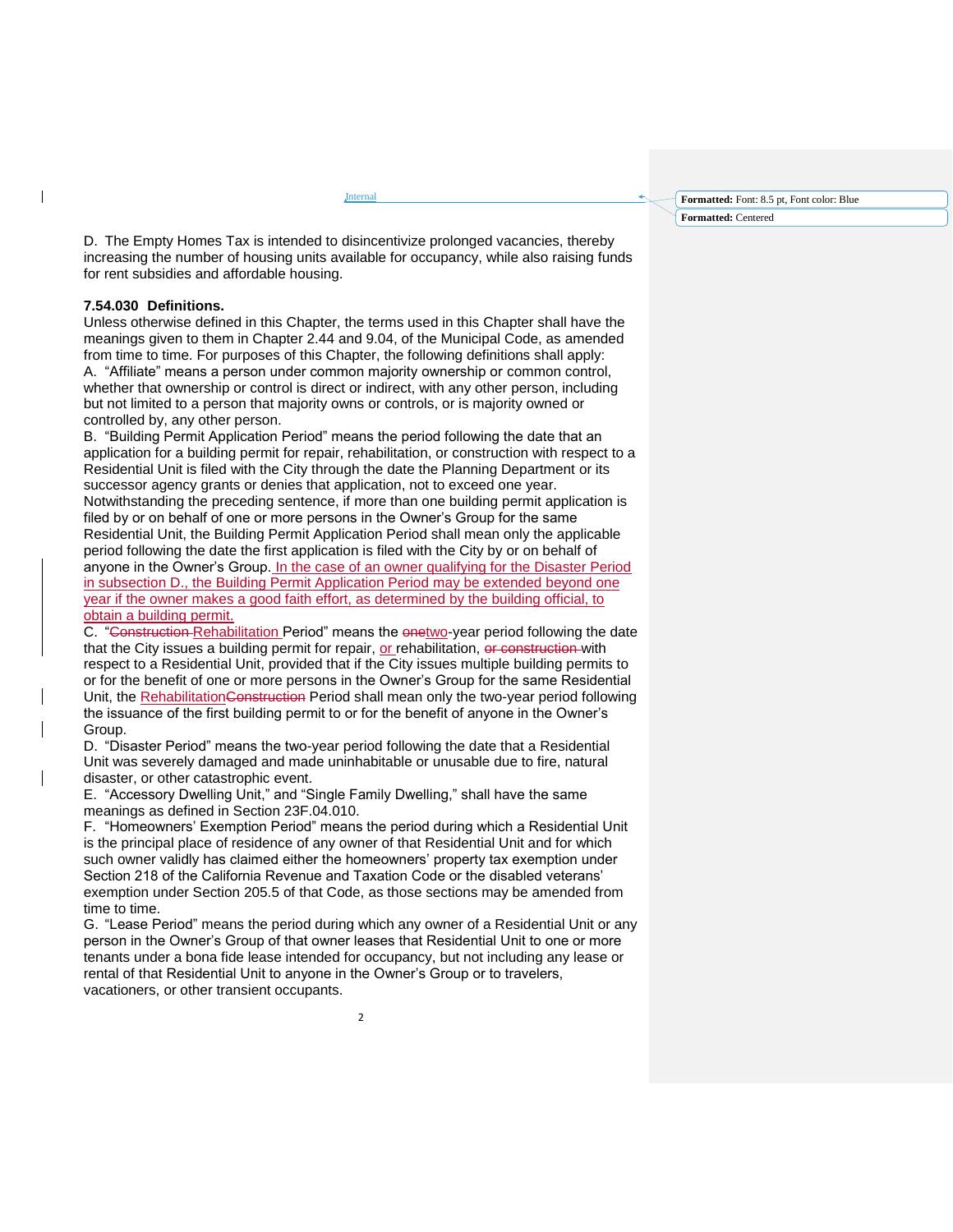D. The Empty Homes Tax is intended to disincentivize prolonged vacancies, thereby increasing the number of housing units available for occupancy, while also raising funds for rent subsidies and affordable housing.

**7.54.030 Definitions.**

Unless otherwise defined in this Chapter, the terms used in this Chapter shall have the meanings given to them in Chapter 2.44 and 9.04, of the Municipal Code, as amended from time to time. For purposes of this Chapter, the following definitions shall apply:

A. "Affiliate" means a person under common majority ownership or common control, whether that ownership or control is direct or indirect, with any other person, including but not limited to a person that majority owns or controls, or is majority owned or controlled by, any other person.

B. "Building Permit Application Period" means the period following the date that an application for a building permit for repair, rehabilitation, or construction with respect to a Residential Unit is filed with the City through the date the Planning Department or its successor agency grants or denies that application, not to exceed one year. Notwithstanding the preceding sentence, if more than one building permit application is filed by or on behalf of one or more persons in the Owner's Group for the same Residential Unit, the Building Permit Application Period shall mean only the applicable period following the date the first application is filed with the City by or on behalf of anyone in the Owner's Group. In the case of an owner qualifying for the Disaster Period in subsection D., the Building Permit Application Period may be extended beyond one year if the owner makes a good faith effort, as determined by the building official, to obtain a building permit.

C. "~~Construction~~ Rehabilitation Period" means the ~~one~~two-year period following the date that the City issues a building permit for repair, or rehabilitation, ~~or construction~~ with respect to a Residential Unit, provided that if the City issues multiple building permits to or for the benefit of one or more persons in the Owner's Group for the same Residential Unit, the Rehabilitation~~Construction~~ Period shall mean only the two-year period following the issuance of the first building permit to or for the benefit of anyone in the Owner's Group.

D. "Disaster Period" means the two-year period following the date that a Residential Unit was severely damaged and made uninhabitable or unusable due to fire, natural disaster, or other catastrophic event.

E. "Accessory Dwelling Unit," and "Single Family Dwelling," shall have the same meanings as defined in Section 23F.04.010.

F. "Homeowners' Exemption Period" means the period during which a Residential Unit is the principal place of residence of any owner of that Residential Unit and for which such owner validly has claimed either the homeowners' property tax exemption under Section 218 of the California Revenue and Taxation Code or the disabled veterans' exemption under Section 205.5 of that Code, as those sections may be amended from time to time.

G. "Lease Period" means the period during which any owner of a Residential Unit or any person in the Owner's Group of that owner leases that Residential Unit to one or more tenants under a bona fide lease intended for occupancy, but not including any lease or rental of that Residential Unit to anyone in the Owner's Group or to travelers, vacationers, or other transient occupants.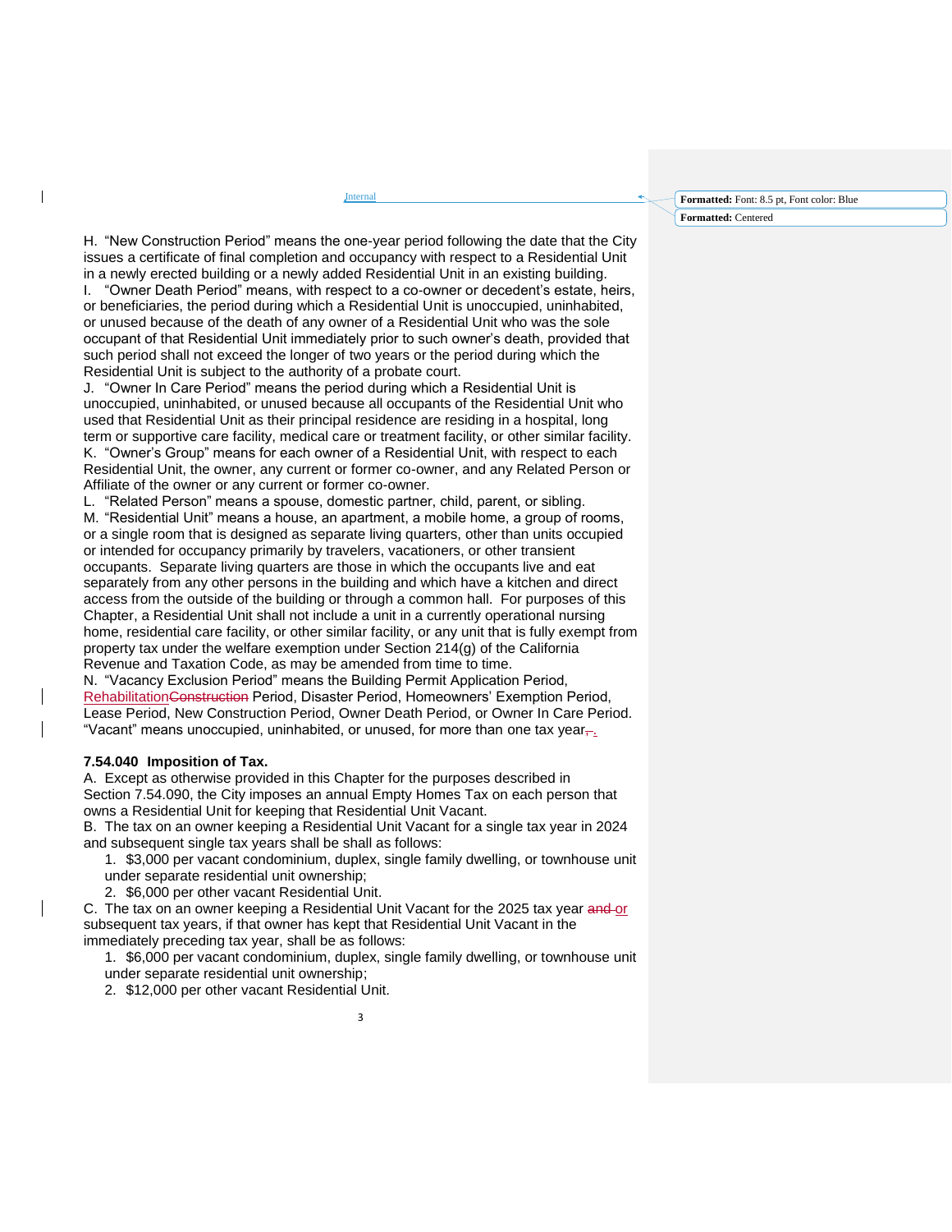H. “New Construction Period” means the one-year period following the date that the City issues a certificate of final completion and occupancy with respect to a Residential Unit in a newly erected building or a newly added Residential Unit in an existing building.

I. “Owner Death Period” means, with respect to a co-owner or decedent’s estate, heirs, or beneficiaries, the period during which a Residential Unit is unoccupied, uninhabited, or unused because of the death of any owner of a Residential Unit who was the sole occupant of that Residential Unit immediately prior to such owner’s death, provided that such period shall not exceed the longer of two years or the period during which the Residential Unit is subject to the authority of a probate court.

J. “Owner In Care Period” means the period during which a Residential Unit is unoccupied, uninhabited, or unused because all occupants of the Residential Unit who used that Residential Unit as their principal residence are residing in a hospital, long term or supportive care facility, medical care or treatment facility, or other similar facility.

K. “Owner’s Group” means for each owner of a Residential Unit, with respect to each Residential Unit, the owner, any current or former co-owner, and any Related Person or Affiliate of the owner or any current or former co-owner.

L. “Related Person” means a spouse, domestic partner, child, parent, or sibling.

M. “Residential Unit” means a house, an apartment, a mobile home, a group of rooms, or a single room that is designed as separate living quarters, other than units occupied or intended for occupancy primarily by travelers, vacationers, or other transient occupants. Separate living quarters are those in which the occupants live and eat separately from any other persons in the building and which have a kitchen and direct access from the outside of the building or through a common hall. For purposes of this Chapter, a Residential Unit shall not include a unit in a currently operational nursing home, residential care facility, or other similar facility, or any unit that is fully exempt from property tax under the welfare exemption under Section 214(g) of the California Revenue and Taxation Code, as may be amended from time to time.

N. “Vacancy Exclusion Period” means the Building Permit Application Period, ~~Construction~~ Rehabilitation Period, Disaster Period, Homeowners’ Exemption Period, Lease Period, New Construction Period, Owner Death Period, or Owner In Care Period. “Vacant” means unoccupied, uninhabited, or unused, for more than one tax year~~,~~.

**7.54.040 Imposition of Tax.**

A. Except as otherwise provided in this Chapter for the purposes described in Section 7.54.090, the City imposes an annual Empty Homes Tax on each person that owns a Residential Unit for keeping that Residential Unit Vacant.

B. The tax on an owner keeping a Residential Unit Vacant for a single tax year in 2024 and subsequent single tax years shall be shall as follows:

1. $3,000 per vacant condominium, duplex, single family dwelling, or townhouse unit under separate residential unit ownership;
2. $6,000 per other vacant Residential Unit.

C. The tax on an owner keeping a Residential Unit Vacant for the 2025 tax year ~~and~~ or subsequent tax years, if that owner has kept that Residential Unit Vacant in the immediately preceding tax year, shall be as follows:

1. $6,000 per vacant condominium, duplex, single family dwelling, or townhouse unit under separate residential unit ownership;
2. $12,000 per other vacant Residential Unit.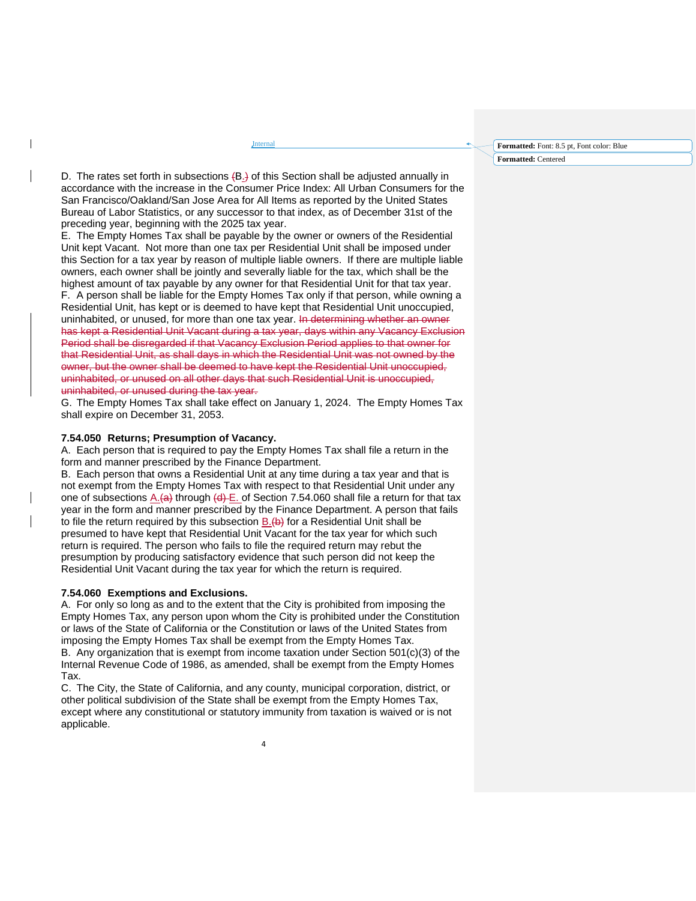D. The rates set forth in subsections ~~(~~B.~~)~~ of this Section shall be adjusted annually in accordance with the increase in the Consumer Price Index: All Urban Consumers for the San Francisco/Oakland/San Jose Area for All Items as reported by the United States Bureau of Labor Statistics, or any successor to that index, as of December 31st of the preceding year, beginning with the 2025 tax year.

E. The Empty Homes Tax shall be payable by the owner or owners of the Residential Unit kept Vacant. Not more than one tax per Residential Unit shall be imposed under this Section for a tax year by reason of multiple liable owners. If there are multiple liable owners, each owner shall be jointly and severally liable for the tax, which shall be the highest amount of tax payable by any owner for that Residential Unit for that tax year.

F. A person shall be liable for the Empty Homes Tax only if that person, while owning a Residential Unit, has kept or is deemed to have kept that Residential Unit unoccupied, uninhabited, or unused, for more than one tax year. ~~In determining whether an owner has kept a Residential Unit Vacant during a tax year, days within any Vacancy Exclusion Period shall be disregarded if that Vacancy Exclusion Period applies to that owner for that Residential Unit, as shall days in which the Residential Unit was not owned by the owner, but the owner shall be deemed to have kept the Residential Unit unoccupied, uninhabited, or unused on all other days that such Residential Unit is unoccupied, uninhabited, or unused during the tax year.~~

G. The Empty Homes Tax shall take effect on January 1, 2024. The Empty Homes Tax shall expire on December 31, 2053.

**7.54.050 Returns; Presumption of Vacancy.**

A. Each person that is required to pay the Empty Homes Tax shall file a return in the form and manner prescribed by the Finance Department.

B. Each person that owns a Residential Unit at any time during a tax year and that is not exempt from the Empty Homes Tax with respect to that Residential Unit under any one of subsections A.~~(a)~~ through ~~(d)~~ E. of Section 7.54.060 shall file a return for that tax year in the form and manner prescribed by the Finance Department. A person that fails to file the return required by this subsection B.~~(b)~~ for a Residential Unit shall be presumed to have kept that Residential Unit Vacant for the tax year for which such return is required. The person who fails to file the required return may rebut the presumption by producing satisfactory evidence that such person did not keep the Residential Unit Vacant during the tax year for which the return is required.

**7.54.060 Exemptions and Exclusions.**

A. For only so long as and to the extent that the City is prohibited from imposing the Empty Homes Tax, any person upon whom the City is prohibited under the Constitution or laws of the State of California or the Constitution or laws of the United States from imposing the Empty Homes Tax shall be exempt from the Empty Homes Tax.

B. Any organization that is exempt from income taxation under Section 501(c)(3) of the Internal Revenue Code of 1986, as amended, shall be exempt from the Empty Homes Tax.

C. The City, the State of California, and any county, municipal corporation, district, or other political subdivision of the State shall be exempt from the Empty Homes Tax, except where any constitutional or statutory immunity from taxation is waived or is not applicable.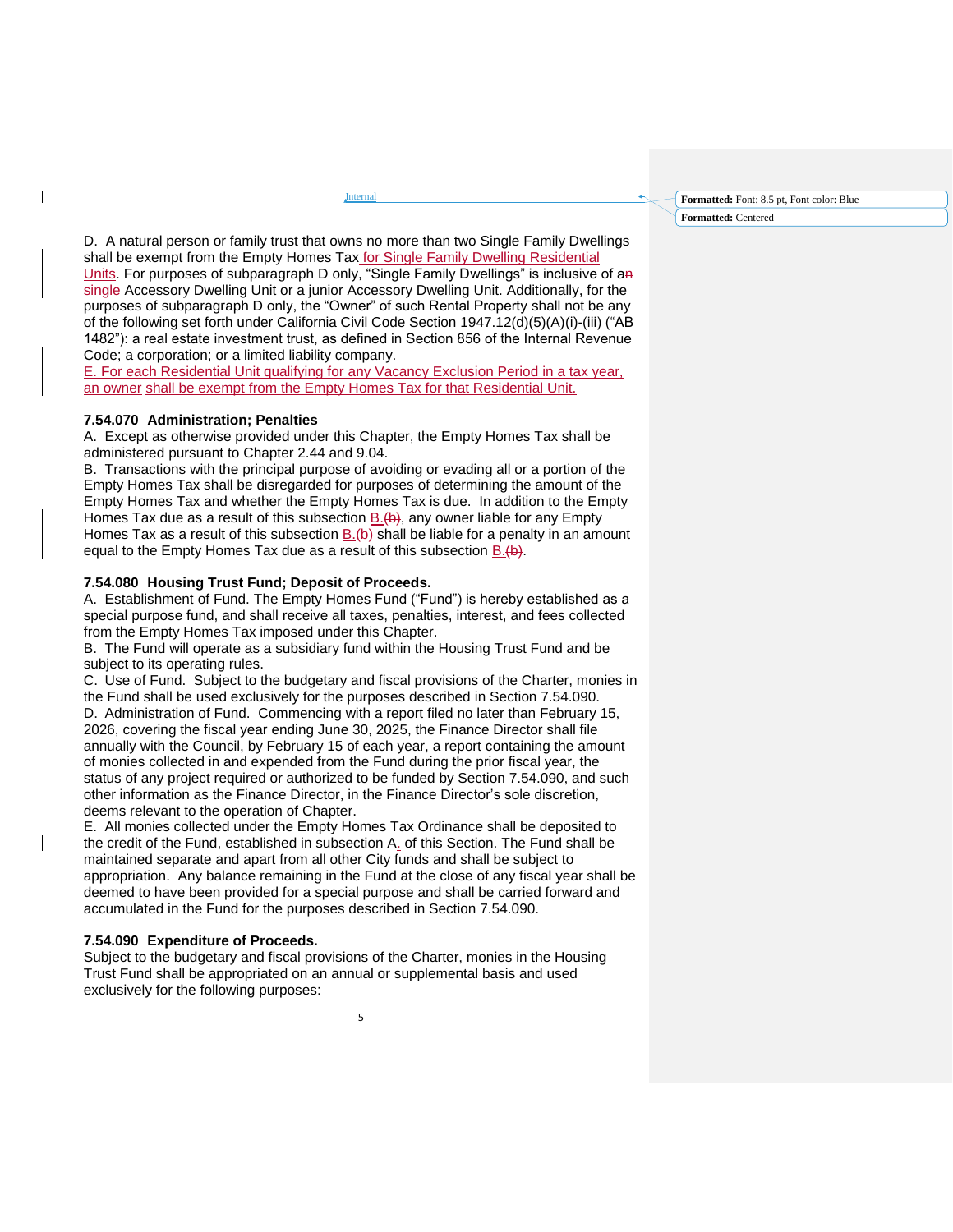D. A natural person or family trust that owns no more than two Single Family Dwellings shall be exempt from the Empty Homes Tax for Single Family Dwelling Residential Units. For purposes of subparagraph D only, "Single Family Dwellings" is inclusive of a single Accessory Dwelling Unit or a junior Accessory Dwelling Unit. Additionally, for the purposes of subparagraph D only, the "Owner" of such Rental Property shall not be any of the following set forth under California Civil Code Section 1947.12(d)(5)(A)(i)-(iii) ("AB 1482"): a real estate investment trust, as defined in Section 856 of the Internal Revenue Code; a corporation; or a limited liability company.

E. For each Residential Unit qualifying for any Vacancy Exclusion Period in a tax year, an owner shall be exempt from the Empty Homes Tax for that Residential Unit.

**7.54.070 Administration; Penalties**

A. Except as otherwise provided under this Chapter, the Empty Homes Tax shall be administered pursuant to Chapter 2.44 and 9.04.

B. Transactions with the principal purpose of avoiding or evading all or a portion of the Empty Homes Tax shall be disregarded for purposes of determining the amount of the Empty Homes Tax and whether the Empty Homes Tax is due. In addition to the Empty Homes Tax due as a result of this subsection B., any owner liable for any Empty Homes Tax as a result of this subsection B. shall be liable for a penalty in an amount equal to the Empty Homes Tax due as a result of this subsection B.

**7.54.080 Housing Trust Fund; Deposit of Proceeds.**

A. Establishment of Fund. The Empty Homes Fund ("Fund") is hereby established as a special purpose fund, and shall receive all taxes, penalties, interest, and fees collected from the Empty Homes Tax imposed under this Chapter.

B. The Fund will operate as a subsidiary fund within the Housing Trust Fund and be subject to its operating rules.

C. Use of Fund. Subject to the budgetary and fiscal provisions of the Charter, monies in the Fund shall be used exclusively for the purposes described in Section 7.54.090.

D. Administration of Fund. Commencing with a report filed no later than February 15, 2026, covering the fiscal year ending June 30, 2025, the Finance Director shall file annually with the Council, by February 15 of each year, a report containing the amount of monies collected in and expended from the Fund during the prior fiscal year, the status of any project required or authorized to be funded by Section 7.54.090, and such other information as the Finance Director, in the Finance Director's sole discretion, deems relevant to the operation of Chapter.

E. All monies collected under the Empty Homes Tax Ordinance shall be deposited to the credit of the Fund, established in subsection A. of this Section. The Fund shall be maintained separate and apart from all other City funds and shall be subject to appropriation. Any balance remaining in the Fund at the close of any fiscal year shall be deemed to have been provided for a special purpose and shall be carried forward and accumulated in the Fund for the purposes described in Section 7.54.090.

**7.54.090 Expenditure of Proceeds.**

Subject to the budgetary and fiscal provisions of the Charter, monies in the Housing Trust Fund shall be appropriated on an annual or supplemental basis and used exclusively for the following purposes: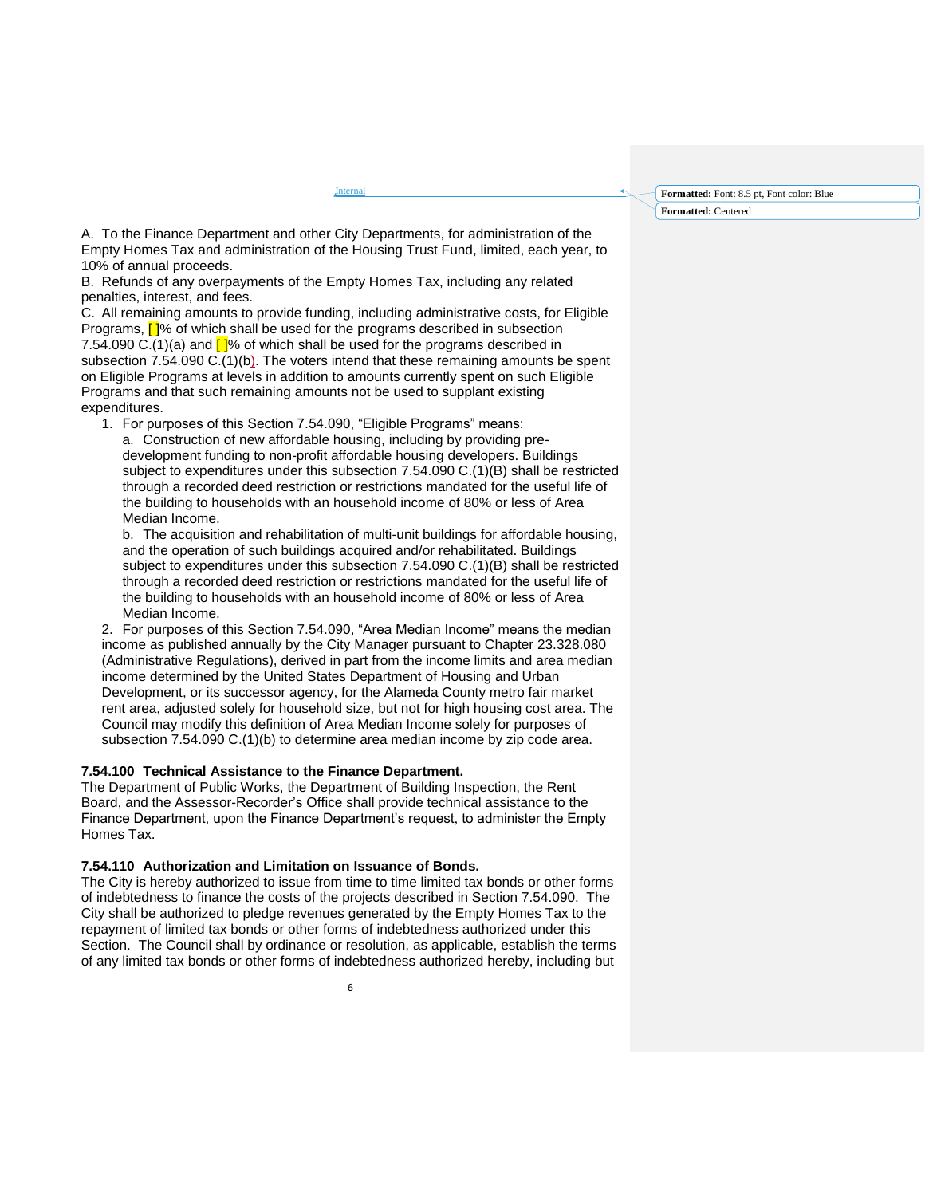A. To the Finance Department and other City Departments, for administration of the Empty Homes Tax and administration of the Housing Trust Fund, limited, each year, to 10% of annual proceeds.

B. Refunds of any overpayments of the Empty Homes Tax, including any related penalties, interest, and fees.

C. All remaining amounts to provide funding, including administrative costs, for Eligible Programs, [ ]% of which shall be used for the programs described in subsection 7.54.090 C.(1)(a) and [ ]% of which shall be used for the programs described in subsection 7.54.090 C.(1)(b). The voters intend that these remaining amounts be spent on Eligible Programs at levels in addition to amounts currently spent on such Eligible Programs and that such remaining amounts not be used to supplant existing expenditures.

1. For purposes of this Section 7.54.090, "Eligible Programs" means:

   a. Construction of new affordable housing, including by providing pre-development funding to non-profit affordable housing developers. Buildings subject to expenditures under this subsection 7.54.090 C.(1)(B) shall be restricted through a recorded deed restriction or restrictions mandated for the useful life of the building to households with an household income of 80% or less of Area Median Income.

   b. The acquisition and rehabilitation of multi-unit buildings for affordable housing, and the operation of such buildings acquired and/or rehabilitated. Buildings subject to expenditures under this subsection 7.54.090 C.(1)(B) shall be restricted through a recorded deed restriction or restrictions mandated for the useful life of the building to households with an household income of 80% or less of Area Median Income.

2. For purposes of this Section 7.54.090, "Area Median Income" means the median income as published annually by the City Manager pursuant to Chapter 23.328.080 (Administrative Regulations), derived in part from the income limits and area median income determined by the United States Department of Housing and Urban Development, or its successor agency, for the Alameda County metro fair market rent area, adjusted solely for household size, but not for high housing cost area. The Council may modify this definition of Area Median Income solely for purposes of subsection 7.54.090 C.(1)(b) to determine area median income by zip code area.

**7.54.100 Technical Assistance to the Finance Department.**

The Department of Public Works, the Department of Building Inspection, the Rent Board, and the Assessor-Recorder's Office shall provide technical assistance to the Finance Department, upon the Finance Department's request, to administer the Empty Homes Tax.

**7.54.110 Authorization and Limitation on Issuance of Bonds.**

The City is hereby authorized to issue from time to time limited tax bonds or other forms of indebtedness to finance the costs of the projects described in Section 7.54.090. The City shall be authorized to pledge revenues generated by the Empty Homes Tax to the repayment of limited tax bonds or other forms of indebtedness authorized under this Section. The Council shall by ordinance or resolution, as applicable, establish the terms of any limited tax bonds or other forms of indebtedness authorized hereby, including but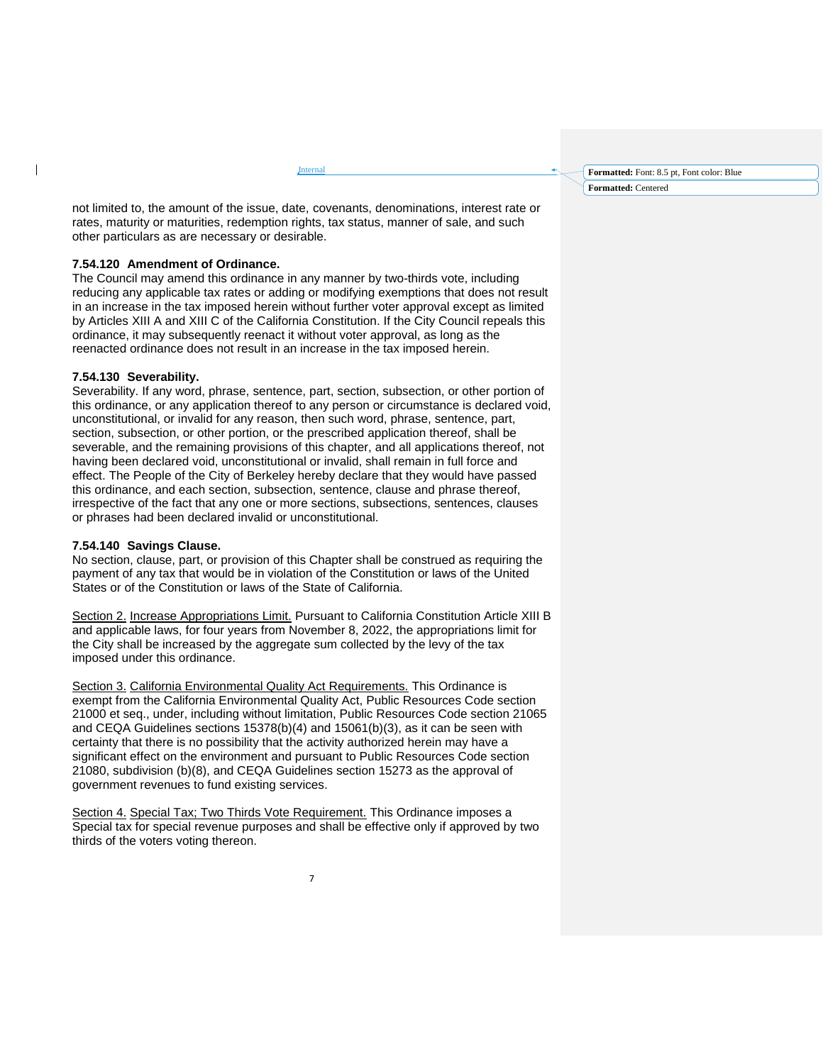not limited to, the amount of the issue, date, covenants, denominations, interest rate or rates, maturity or maturities, redemption rights, tax status, manner of sale, and such other particulars as are necessary or desirable.

**7.54.120 Amendment of Ordinance.**
The Council may amend this ordinance in any manner by two-thirds vote, including reducing any applicable tax rates or adding or modifying exemptions that does not result in an increase in the tax imposed herein without further voter approval except as limited by Articles XIII A and XIII C of the California Constitution. If the City Council repeals this ordinance, it may subsequently reenact it without voter approval, as long as the reenacted ordinance does not result in an increase in the tax imposed herein.

**7.54.130 Severability.**
Severability. If any word, phrase, sentence, part, section, subsection, or other portion of this ordinance, or any application thereof to any person or circumstance is declared void, unconstitutional, or invalid for any reason, then such word, phrase, sentence, part, section, subsection, or other portion, or the prescribed application thereof, shall be severable, and the remaining provisions of this chapter, and all applications thereof, not having been declared void, unconstitutional or invalid, shall remain in full force and effect. The People of the City of Berkeley hereby declare that they would have passed this ordinance, and each section, subsection, sentence, clause and phrase thereof, irrespective of the fact that any one or more sections, subsections, sentences, clauses or phrases had been declared invalid or unconstitutional.

**7.54.140 Savings Clause.**
No section, clause, part, or provision of this Chapter shall be construed as requiring the payment of any tax that would be in violation of the Constitution or laws of the United States or of the Constitution or laws of the State of California.

Section 2. Increase Appropriations Limit. Pursuant to California Constitution Article XIII B and applicable laws, for four years from November 8, 2022, the appropriations limit for the City shall be increased by the aggregate sum collected by the levy of the tax imposed under this ordinance.

Section 3. California Environmental Quality Act Requirements. This Ordinance is exempt from the California Environmental Quality Act, Public Resources Code section 21000 et seq., under, including without limitation, Public Resources Code section 21065 and CEQA Guidelines sections 15378(b)(4) and 15061(b)(3), as it can be seen with certainty that there is no possibility that the activity authorized herein may have a significant effect on the environment and pursuant to Public Resources Code section 21080, subdivision (b)(8), and CEQA Guidelines section 15273 as the approval of government revenues to fund existing services.

Section 4. Special Tax; Two Thirds Vote Requirement. This Ordinance imposes a Special tax for special revenue purposes and shall be effective only if approved by two thirds of the voters voting thereon.